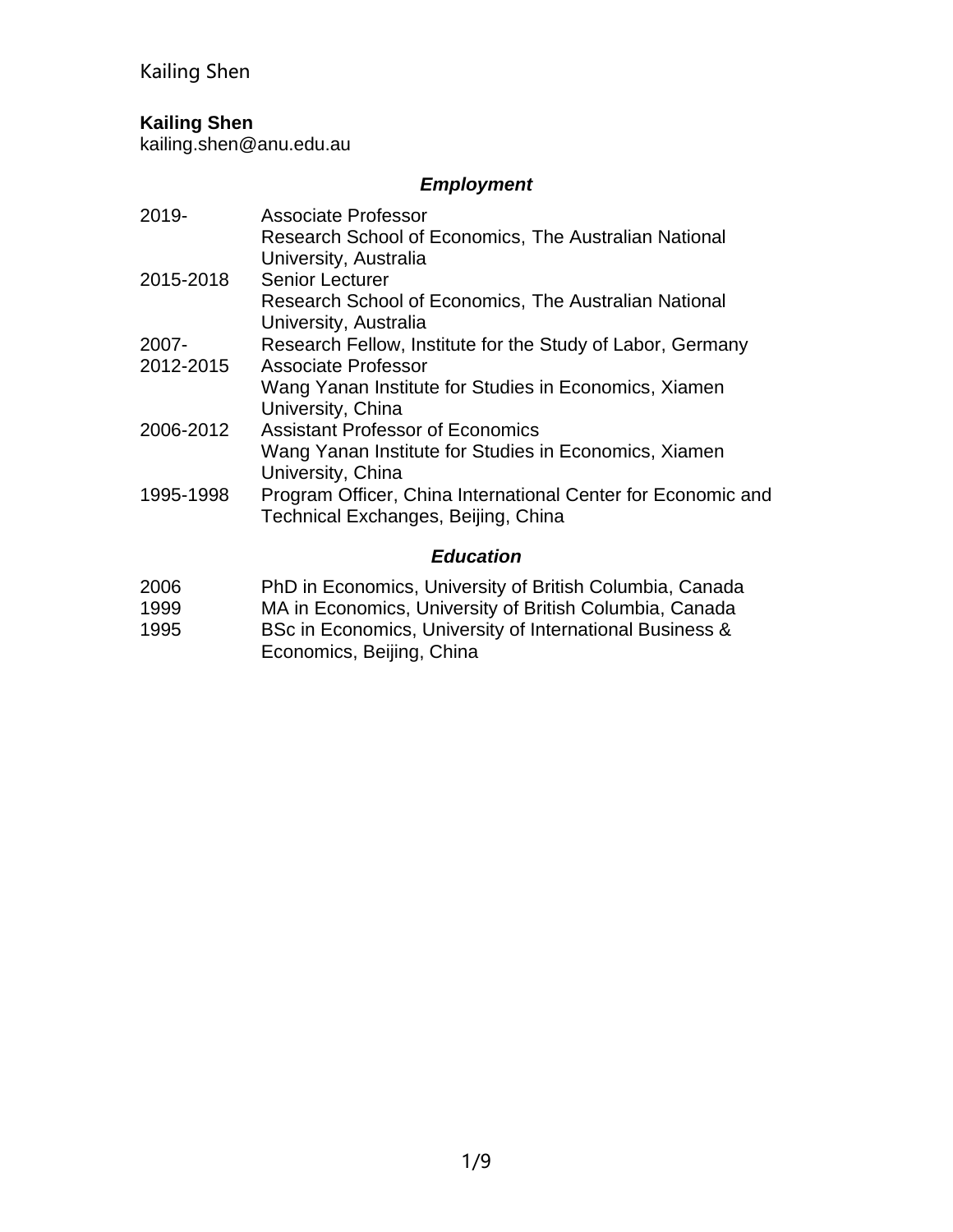**Kailing Shen**
kailing.shen@anu.edu.au

## *Employment*

2019- Associate Professor
Research School of Economics, The Australian National University, Australia

2015-2018 Senior Lecturer
Research School of Economics, The Australian National University, Australia

2007- Research Fellow, Institute for the Study of Labor, Germany

2012-2015 Associate Professor
Wang Yanan Institute for Studies in Economics, Xiamen University, China

2006-2012 Assistant Professor of Economics
Wang Yanan Institute for Studies in Economics, Xiamen University, China

1995-1998 Program Officer, China International Center for Economic and Technical Exchanges, Beijing, China

## *Education*

2006 PhD in Economics, University of British Columbia, Canada

1999 MA in Economics, University of British Columbia, Canada

1995 BSc in Economics, University of International Business & Economics, Beijing, China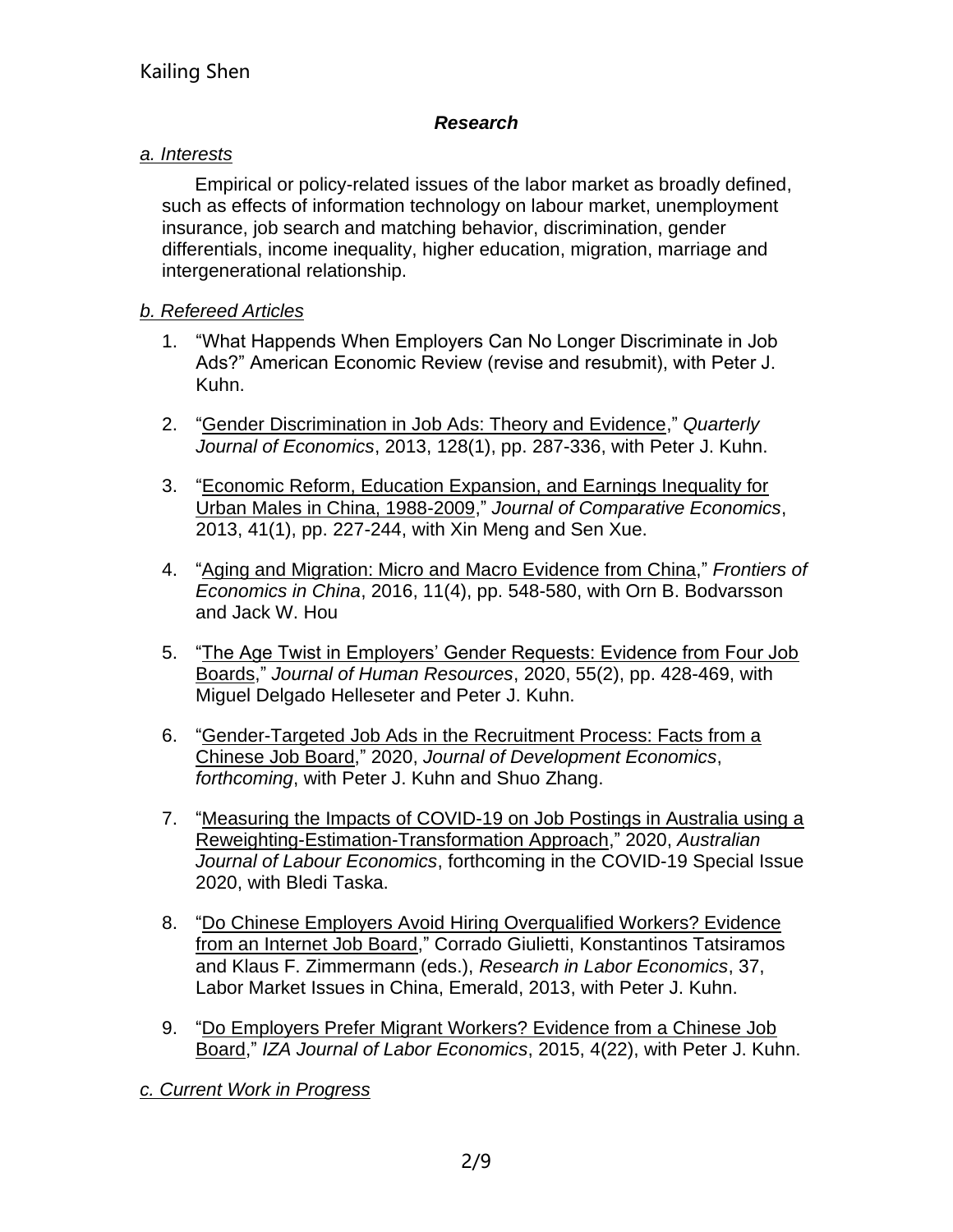## ***Research***

### *a. Interests*

Empirical or policy-related issues of the labor market as broadly defined, such as effects of information technology on labour market, unemployment insurance, job search and matching behavior, discrimination, gender differentials, income inequality, higher education, migration, marriage and intergenerational relationship.

### *b. Refereed Articles*

1. "What Happends When Employers Can No Longer Discriminate in Job Ads?" American Economic Review (revise and resubmit), with Peter J. Kuhn.

2. "Gender Discrimination in Job Ads: Theory and Evidence," *Quarterly Journal of Economics*, 2013, 128(1), pp. 287-336, with Peter J. Kuhn.

3. "Economic Reform, Education Expansion, and Earnings Inequality for Urban Males in China, 1988-2009," *Journal of Comparative Economics*, 2013, 41(1), pp. 227-244, with Xin Meng and Sen Xue.

4. "Aging and Migration: Micro and Macro Evidence from China," *Frontiers of Economics in China*, 2016, 11(4), pp. 548-580, with Orn B. Bodvarsson and Jack W. Hou

5. "The Age Twist in Employers' Gender Requests: Evidence from Four Job Boards," *Journal of Human Resources*, 2020, 55(2), pp. 428-469, with Miguel Delgado Helleseter and Peter J. Kuhn.

6. "Gender-Targeted Job Ads in the Recruitment Process: Facts from a Chinese Job Board," 2020, *Journal of Development Economics*, *forthcoming*, with Peter J. Kuhn and Shuo Zhang.

7. "Measuring the Impacts of COVID-19 on Job Postings in Australia using a Reweighting-Estimation-Transformation Approach," 2020, *Australian Journal of Labour Economics*, forthcoming in the COVID-19 Special Issue 2020, with Bledi Taska.

8. "Do Chinese Employers Avoid Hiring Overqualified Workers? Evidence from an Internet Job Board," Corrado Giulietti, Konstantinos Tatsiramos and Klaus F. Zimmermann (eds.), *Research in Labor Economics*, 37, Labor Market Issues in China, Emerald, 2013, with Peter J. Kuhn.

9. "Do Employers Prefer Migrant Workers? Evidence from a Chinese Job Board," *IZA Journal of Labor Economics*, 2015, 4(22), with Peter J. Kuhn.

### *c. Current Work in Progress*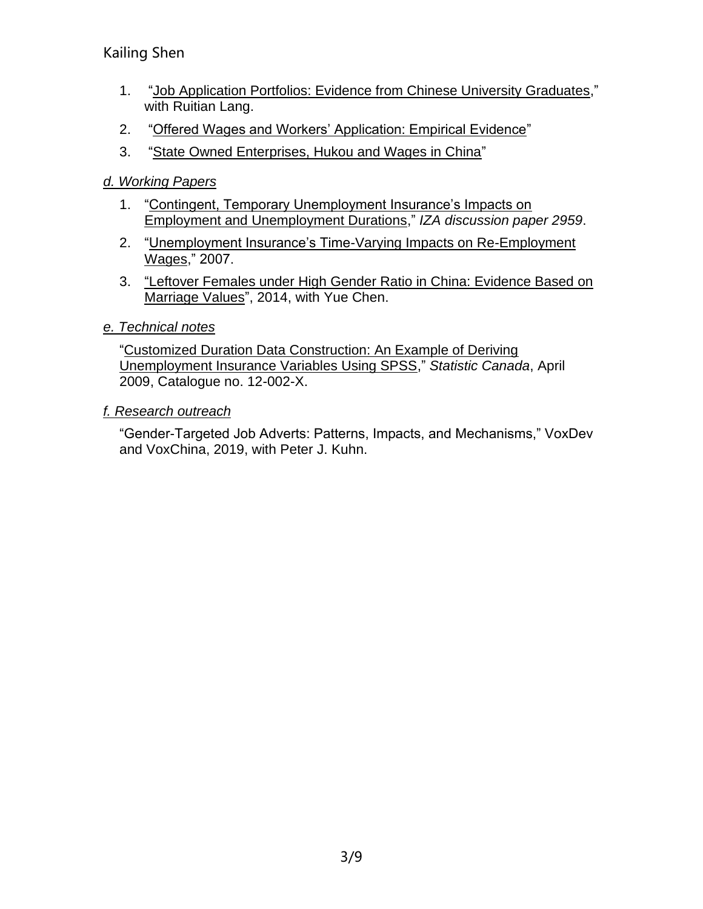1. "Job Application Portfolios: Evidence from Chinese University Graduates," with Ruitian Lang.
2. "Offered Wages and Workers' Application: Empirical Evidence"
3. "State Owned Enterprises, Hukou and Wages in China"

*d. Working Papers*

1. "Contingent, Temporary Unemployment Insurance's Impacts on Employment and Unemployment Durations," *IZA discussion paper 2959*.
2. "Unemployment Insurance's Time-Varying Impacts on Re-Employment Wages," 2007.
3. "Leftover Females under High Gender Ratio in China: Evidence Based on Marriage Values", 2014, with Yue Chen.

*e. Technical notes*

"Customized Duration Data Construction: An Example of Deriving Unemployment Insurance Variables Using SPSS," *Statistic Canada*, April 2009, Catalogue no. 12-002-X.

*f. Research outreach*

"Gender-Targeted Job Adverts: Patterns, Impacts, and Mechanisms," VoxDev and VoxChina, 2019, with Peter J. Kuhn.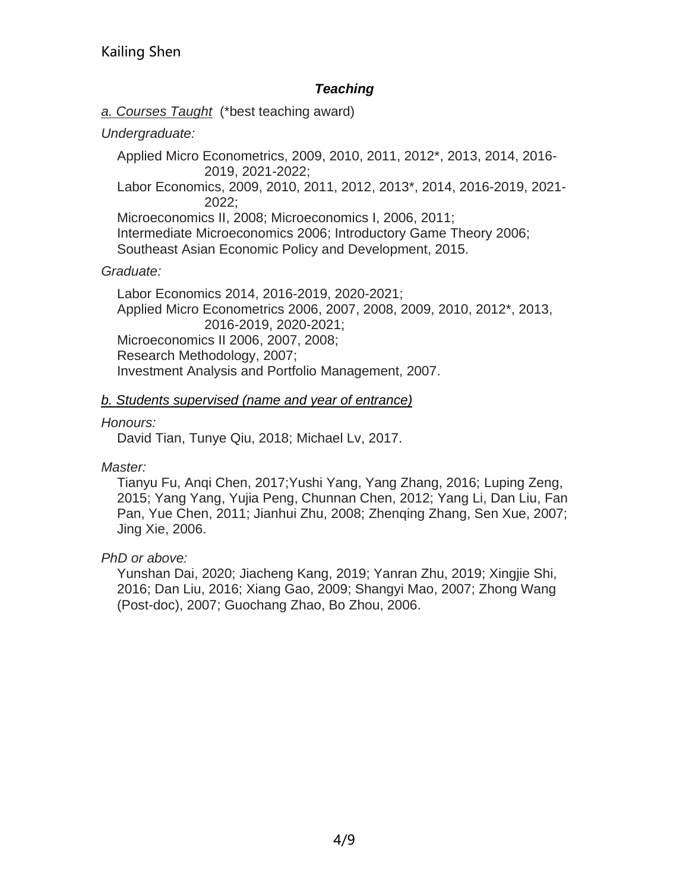## ***Teaching***

*a. Courses Taught* (*best teaching award)

*Undergraduate:*

Applied Micro Econometrics, 2009, 2010, 2011, 2012*, 2013, 2014, 2016-2019, 2021-2022;
Labor Economics, 2009, 2010, 2011, 2012, 2013*, 2014, 2016-2019, 2021-2022;
Microeconomics II, 2008; Microeconomics I, 2006, 2011;
Intermediate Microeconomics 2006; Introductory Game Theory 2006;
Southeast Asian Economic Policy and Development, 2015.

*Graduate:*

Labor Economics 2014, 2016-2019, 2020-2021;
Applied Micro Econometrics 2006, 2007, 2008, 2009, 2010, 2012*, 2013, 2016-2019, 2020-2021;
Microeconomics II 2006, 2007, 2008;
Research Methodology, 2007;
Investment Analysis and Portfolio Management, 2007.

*b. Students supervised (name and year of entrance)*

*Honours:*

David Tian, Tunye Qiu, 2018; Michael Lv, 2017.

*Master:*

Tianyu Fu, Anqi Chen, 2017;Yushi Yang, Yang Zhang, 2016; Luping Zeng, 2015; Yang Yang, Yujia Peng, Chunnan Chen, 2012; Yang Li, Dan Liu, Fan Pan, Yue Chen, 2011; Jianhui Zhu, 2008; Zhenqing Zhang, Sen Xue, 2007; Jing Xie, 2006.

*PhD or above:*

Yunshan Dai, 2020; Jiacheng Kang, 2019; Yanran Zhu, 2019; Xingjie Shi, 2016; Dan Liu, 2016; Xiang Gao, 2009; Shangyi Mao, 2007; Zhong Wang (Post-doc), 2007; Guochang Zhao, Bo Zhou, 2006.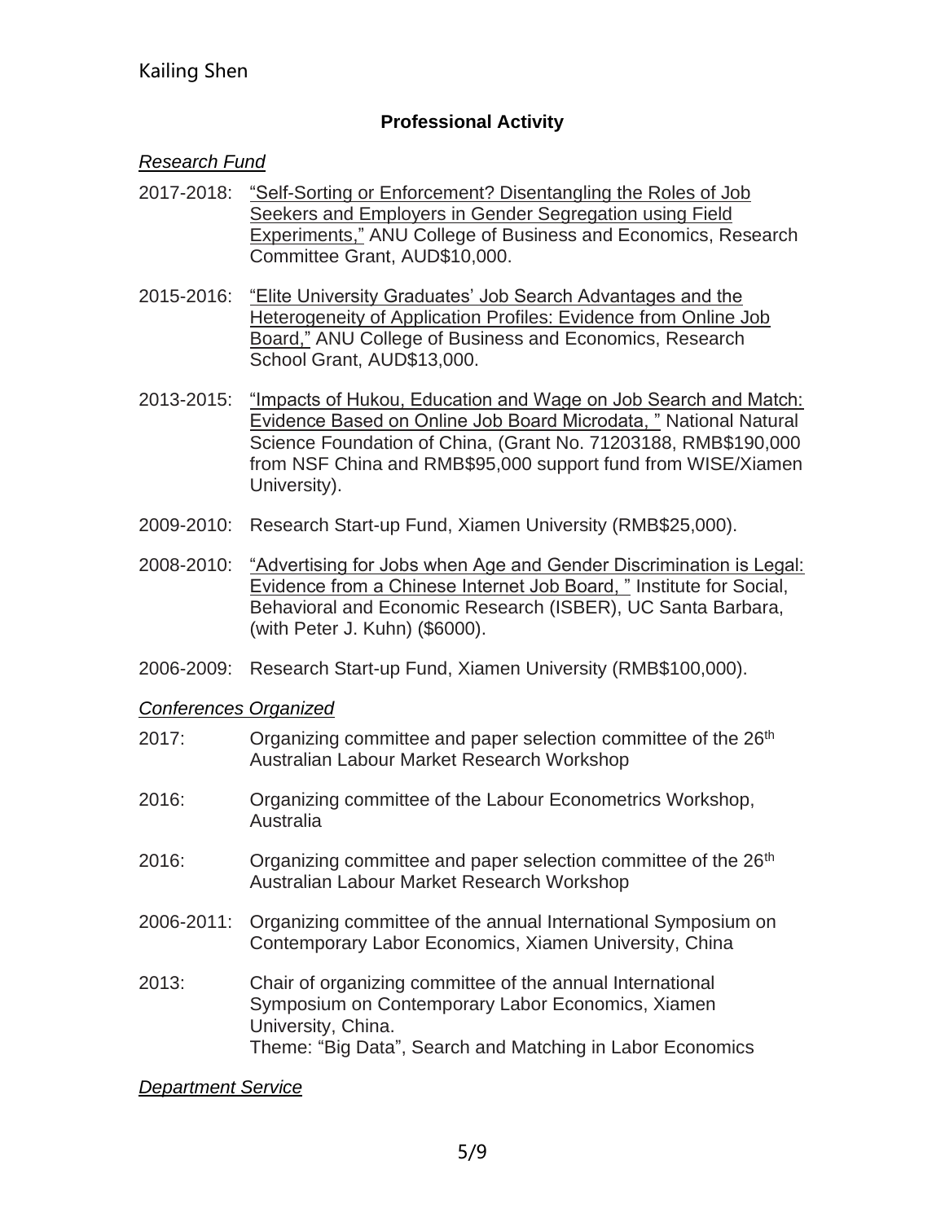## Professional Activity

### *Research Fund*

2017-2018: "Self-Sorting or Enforcement? Disentangling the Roles of Job Seekers and Employers in Gender Segregation using Field Experiments," ANU College of Business and Economics, Research Committee Grant, AUD$10,000.

2015-2016: "Elite University Graduates' Job Search Advantages and the Heterogeneity of Application Profiles: Evidence from Online Job Board," ANU College of Business and Economics, Research School Grant, AUD$13,000.

2013-2015: "Impacts of Hukou, Education and Wage on Job Search and Match: Evidence Based on Online Job Board Microdata, " National Natural Science Foundation of China, (Grant No. 71203188, RMB$190,000 from NSF China and RMB$95,000 support fund from WISE/Xiamen University).

2009-2010: Research Start-up Fund, Xiamen University (RMB$25,000).

2008-2010: "Advertising for Jobs when Age and Gender Discrimination is Legal: Evidence from a Chinese Internet Job Board, " Institute for Social, Behavioral and Economic Research (ISBER), UC Santa Barbara, (with Peter J. Kuhn) ($6000).

2006-2009: Research Start-up Fund, Xiamen University (RMB$100,000).

### *Conferences Organized*

2017: Organizing committee and paper selection committee of the 26th Australian Labour Market Research Workshop

2016: Organizing committee of the Labour Econometrics Workshop, Australia

2016: Organizing committee and paper selection committee of the 26th Australian Labour Market Research Workshop

2006-2011: Organizing committee of the annual International Symposium on Contemporary Labor Economics, Xiamen University, China

2013: Chair of organizing committee of the annual International Symposium on Contemporary Labor Economics, Xiamen University, China.
Theme: "Big Data", Search and Matching in Labor Economics

### *Department Service*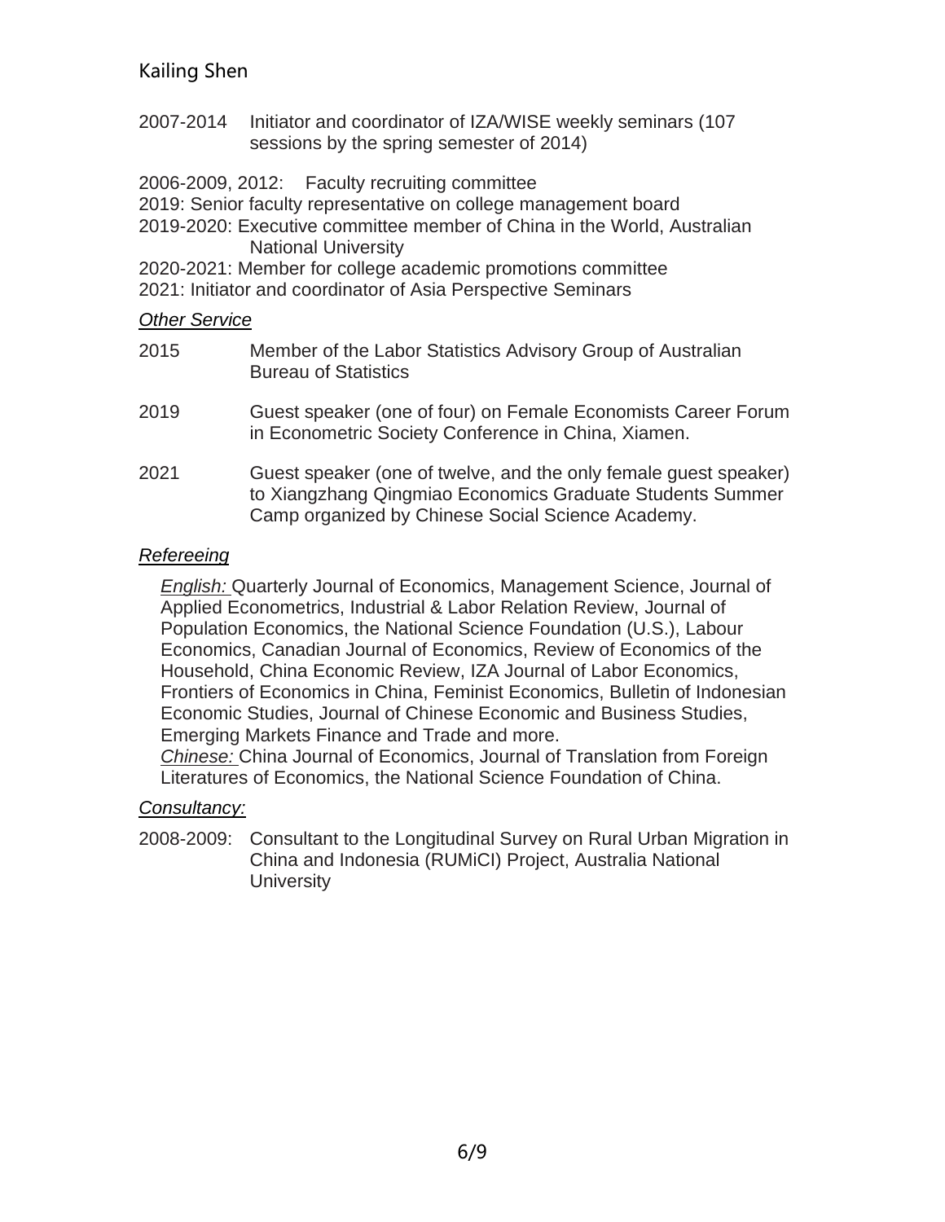2007-2014 Initiator and coordinator of IZA/WISE weekly seminars (107 sessions by the spring semester of 2014)

2006-2009, 2012: Faculty recruiting committee
2019: Senior faculty representative on college management board
2019-2020: Executive committee member of China in the World, Australian National University
2020-2021: Member for college academic promotions committee
2021: Initiator and coordinator of Asia Perspective Seminars

*Other Service*

2015 Member of the Labor Statistics Advisory Group of Australian Bureau of Statistics

2019 Guest speaker (one of four) on Female Economists Career Forum in Econometric Society Conference in China, Xiamen.

2021 Guest speaker (one of twelve, and the only female guest speaker) to Xiangzhang Qingmiao Economics Graduate Students Summer Camp organized by Chinese Social Science Academy.

*Refereeing*

*English:* Quarterly Journal of Economics, Management Science, Journal of Applied Econometrics, Industrial & Labor Relation Review, Journal of Population Economics, the National Science Foundation (U.S.), Labour Economics, Canadian Journal of Economics, Review of Economics of the Household, China Economic Review, IZA Journal of Labor Economics, Frontiers of Economics in China, Feminist Economics, Bulletin of Indonesian Economic Studies, Journal of Chinese Economic and Business Studies, Emerging Markets Finance and Trade and more.
*Chinese:* China Journal of Economics, Journal of Translation from Foreign Literatures of Economics, the National Science Foundation of China.

*Consultancy:*

2008-2009: Consultant to the Longitudinal Survey on Rural Urban Migration in China and Indonesia (RUMiCI) Project, Australia National University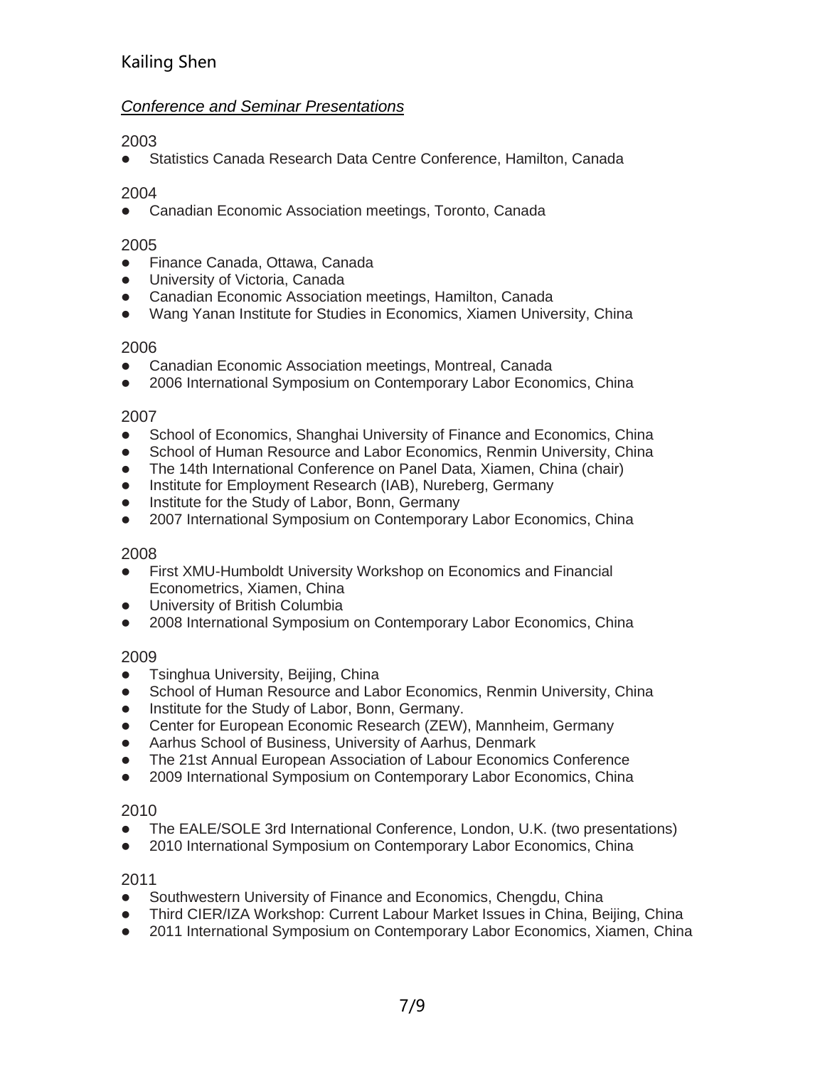*Conference and Seminar Presentations*

2003

- Statistics Canada Research Data Centre Conference, Hamilton, Canada

2004

- Canadian Economic Association meetings, Toronto, Canada

2005

- Finance Canada, Ottawa, Canada
- University of Victoria, Canada
- Canadian Economic Association meetings, Hamilton, Canada
- Wang Yanan Institute for Studies in Economics, Xiamen University, China

2006

- Canadian Economic Association meetings, Montreal, Canada
- 2006 International Symposium on Contemporary Labor Economics, China

2007

- School of Economics, Shanghai University of Finance and Economics, China
- School of Human Resource and Labor Economics, Renmin University, China
- The 14th International Conference on Panel Data, Xiamen, China (chair)
- Institute for Employment Research (IAB), Nureberg, Germany
- Institute for the Study of Labor, Bonn, Germany
- 2007 International Symposium on Contemporary Labor Economics, China

2008

- First XMU-Humboldt University Workshop on Economics and Financial Econometrics, Xiamen, China
- University of British Columbia
- 2008 International Symposium on Contemporary Labor Economics, China

2009

- Tsinghua University, Beijing, China
- School of Human Resource and Labor Economics, Renmin University, China
- Institute for the Study of Labor, Bonn, Germany.
- Center for European Economic Research (ZEW), Mannheim, Germany
- Aarhus School of Business, University of Aarhus, Denmark
- The 21st Annual European Association of Labour Economics Conference
- 2009 International Symposium on Contemporary Labor Economics, China

2010

- The EALE/SOLE 3rd International Conference, London, U.K. (two presentations)
- 2010 International Symposium on Contemporary Labor Economics, China

2011

- Southwestern University of Finance and Economics, Chengdu, China
- Third CIER/IZA Workshop: Current Labour Market Issues in China, Beijing, China
- 2011 International Symposium on Contemporary Labor Economics, Xiamen, China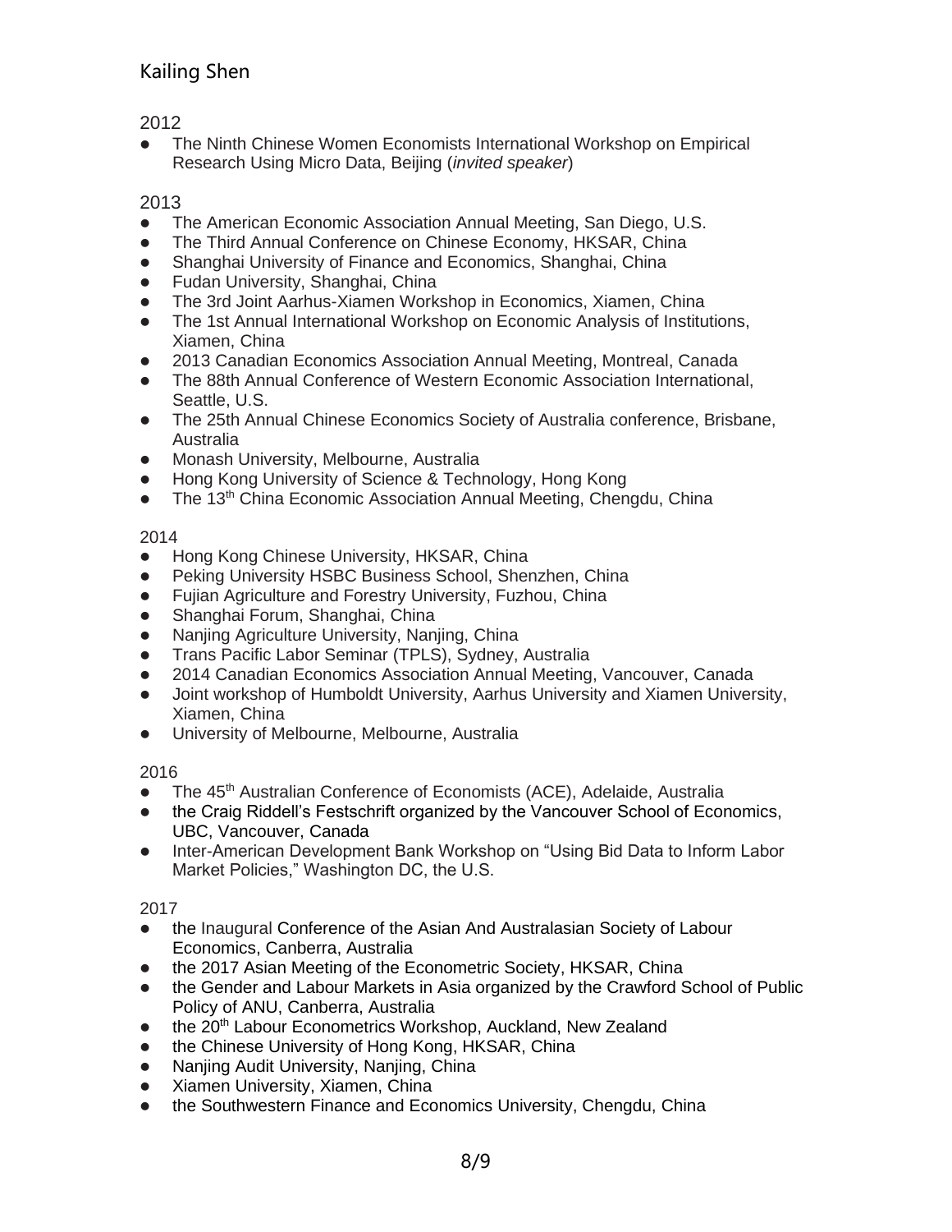2012

- The Ninth Chinese Women Economists International Workshop on Empirical Research Using Micro Data, Beijing (*invited speaker*)

2013

- The American Economic Association Annual Meeting, San Diego, U.S.
- The Third Annual Conference on Chinese Economy, HKSAR, China
- Shanghai University of Finance and Economics, Shanghai, China
- Fudan University, Shanghai, China
- The 3rd Joint Aarhus-Xiamen Workshop in Economics, Xiamen, China
- The 1st Annual International Workshop on Economic Analysis of Institutions, Xiamen, China
- 2013 Canadian Economics Association Annual Meeting, Montreal, Canada
- The 88th Annual Conference of Western Economic Association International, Seattle, U.S.
- The 25th Annual Chinese Economics Society of Australia conference, Brisbane, Australia
- Monash University, Melbourne, Australia
- Hong Kong University of Science & Technology, Hong Kong
- The 13th China Economic Association Annual Meeting, Chengdu, China

2014

- Hong Kong Chinese University, HKSAR, China
- Peking University HSBC Business School, Shenzhen, China
- Fujian Agriculture and Forestry University, Fuzhou, China
- Shanghai Forum, Shanghai, China
- Nanjing Agriculture University, Nanjing, China
- Trans Pacific Labor Seminar (TPLS), Sydney, Australia
- 2014 Canadian Economics Association Annual Meeting, Vancouver, Canada
- Joint workshop of Humboldt University, Aarhus University and Xiamen University, Xiamen, China
- University of Melbourne, Melbourne, Australia

2016

- The 45th Australian Conference of Economists (ACE), Adelaide, Australia
- the Craig Riddell's Festschrift organized by the Vancouver School of Economics, UBC, Vancouver, Canada
- Inter-American Development Bank Workshop on "Using Bid Data to Inform Labor Market Policies," Washington DC, the U.S.

2017

- the Inaugural Conference of the Asian And Australasian Society of Labour Economics, Canberra, Australia
- the 2017 Asian Meeting of the Econometric Society, HKSAR, China
- the Gender and Labour Markets in Asia organized by the Crawford School of Public Policy of ANU, Canberra, Australia
- the 20th Labour Econometrics Workshop, Auckland, New Zealand
- the Chinese University of Hong Kong, HKSAR, China
- Nanjing Audit University, Nanjing, China
- Xiamen University, Xiamen, China
- the Southwestern Finance and Economics University, Chengdu, China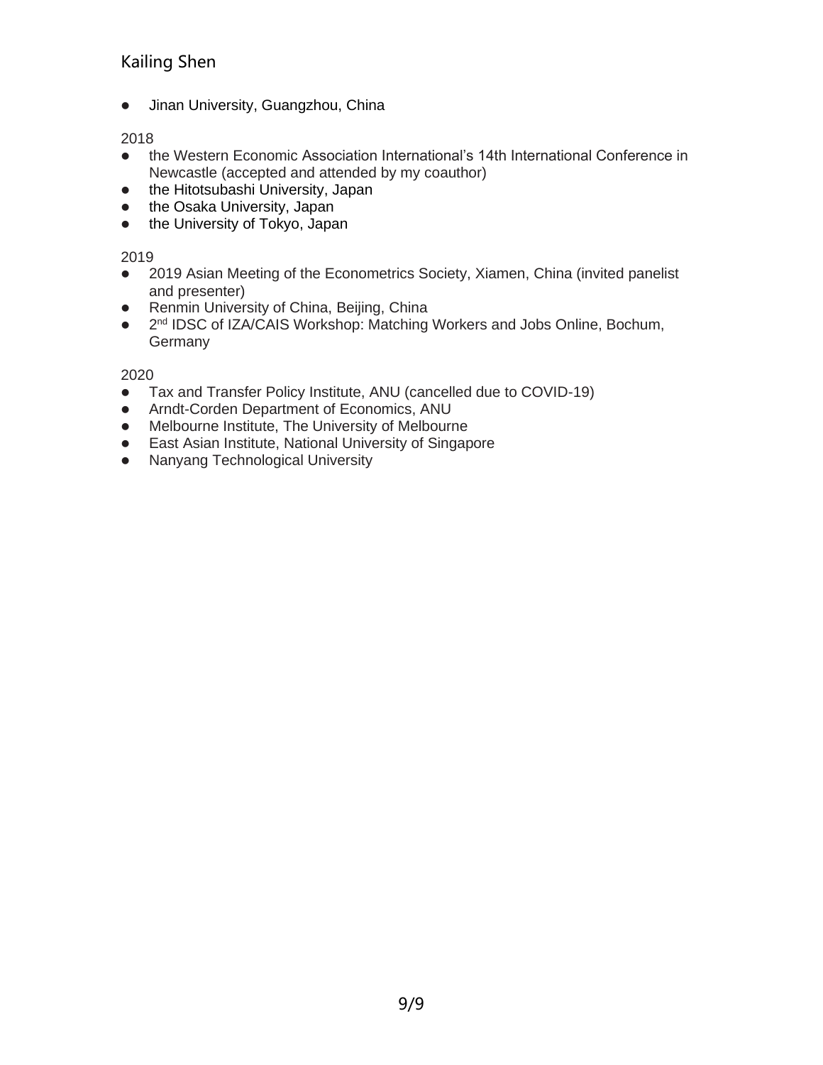- Jinan University, Guangzhou, China

2018

- the Western Economic Association International's 14th International Conference in Newcastle (accepted and attended by my coauthor)
- the Hitotsubashi University, Japan
- the Osaka University, Japan
- the University of Tokyo, Japan

2019

- 2019 Asian Meeting of the Econometrics Society, Xiamen, China (invited panelist and presenter)
- Renmin University of China, Beijing, China
- 2nd IDSC of IZA/CAIS Workshop: Matching Workers and Jobs Online, Bochum, Germany

2020

- Tax and Transfer Policy Institute, ANU (cancelled due to COVID-19)
- Arndt-Corden Department of Economics, ANU
- Melbourne Institute, The University of Melbourne
- East Asian Institute, National University of Singapore
- Nanyang Technological University